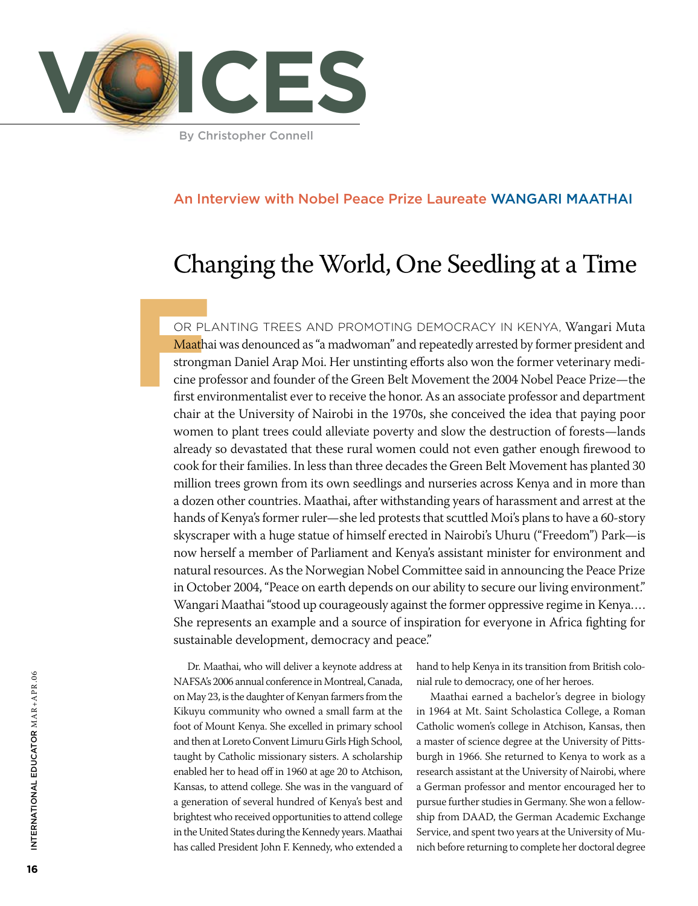# VOICES

By Christopher Connell

## An Interview with Nobel Peace Prize Laureate WANGARI MAATHAI

# Changing the World, One Seedling at a Time

FOR PLANTING TREES AND PROMOTING DEMOCRACY IN KENYA, Wangari Muta Maathai was denounced as "a madwoman" and repeatedly arrested by former president and strongman Daniel Arap Moi. Her unstinting efforts also won the former veterinary medicine professor and founder of the Green Belt Movement the 2004 Nobel Peace Prize—the first environmentalist ever to receive the honor. As an associate professor and department chair at the University of Nairobi in the 1970s, she conceived the idea that paying poor women to plant trees could alleviate poverty and slow the destruction of forests—lands already so devastated that these rural women could not even gather enough firewood to cook for their families. In less than three decades the Green Belt Movement has planted 30 million trees grown from its own seedlings and nurseries across Kenya and in more than a dozen other countries. Maathai, after withstanding years of harassment and arrest at the hands of Kenya's former ruler—she led protests that scuttled Moi's plans to have a 60-story skyscraper with a huge statue of himself erected in Nairobi's Uhuru ("Freedom") Park—is now herself a member of Parliament and Kenya's assistant minister for environment and natural resources. As the Norwegian Nobel Committee said in announcing the Peace Prize in October 2004, "Peace on earth depends on our ability to secure our living environment." Wangari Maathai "stood up courageously against the former oppressive regime in Kenya.... She represents an example and a source of inspiration for everyone in Africa fighting for sustainable development, democracy and peace."

Dr. Maathai, who will deliver a keynote address at NAFSA's 2006 annual conference in Montreal, Canada, on May 23, is the daughter of Kenyan farmers from the Kikuyu community who owned a small farm at the foot of Mount Kenya. She excelled in primary school and then at Loreto Convent Limuru Girls High School, taught by Catholic missionary sisters. A scholarship enabled her to head off in 1960 at age 20 to Atchison, Kansas, to attend college. She was in the vanguard of a generation of several hundred of Kenya's best and brightest who received opportunities to attend college in the United States during the Kennedy years. Maathai has called President John F. Kennedy, who extended a hand to help Kenya in its transition from British colonial rule to democracy, one of her heroes.

Maathai earned a bachelor's degree in biology in 1964 at Mt. Saint Scholastica College, a Roman Catholic women's college in Atchison, Kansas, then a master of science degree at the University of Pittsburgh in 1966. She returned to Kenya to work as a research assistant at the University of Nairobi, where a German professor and mentor encouraged her to pursue further studies in Germany. She won a fellowship from DAAD, the German Academic Exchange Service, and spent two years at the University of Munich before returning to complete her doctoral degree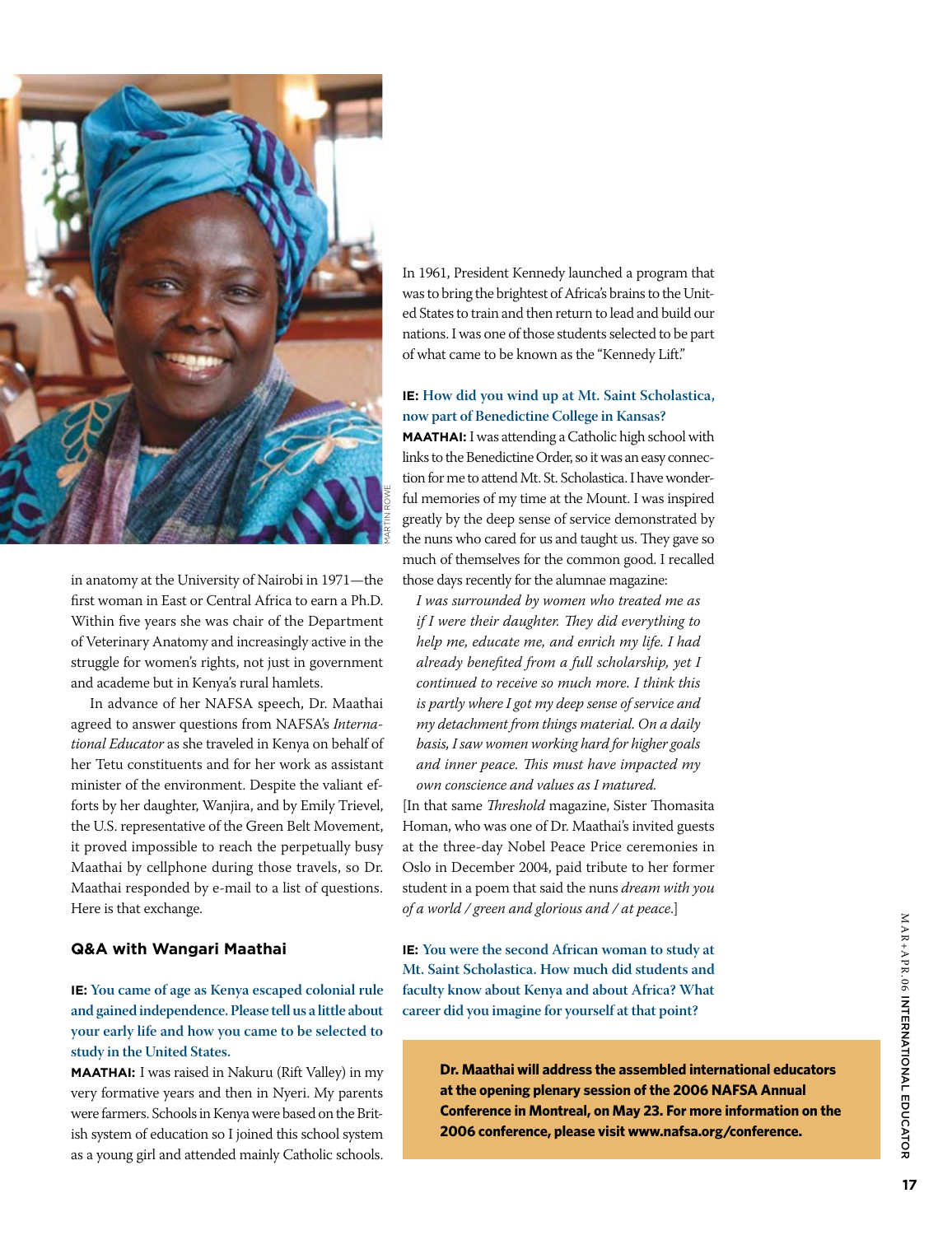in anatomy at the University of Nairobi in 1971—the first woman in East or Central Africa to earn a Ph.D. Within five years she was chair of the Department of Veterinary Anatomy and increasingly active in the struggle for women's rights, not just in government and academe but in Kenya's rural hamlets.

In advance of her NAFSA speech, Dr. Maathai agreed to answer questions from NAFSA's *International Educator* as she traveled in Kenya on behalf of her Tetu constituents and for her work as assistant minister of the environment. Despite the valiant efforts by her daughter, Wanjira, and by Emily Trievel, the U.S. representative of the Green Belt Movement, it proved impossible to reach the perpetually busy Maathai by cellphone during those travels, so Dr. Maathai responded by e-mail to a list of questions. Here is that exchange.

### Q&A with Wangari Maathai

**IE: You came of age as Kenya escaped colonial rule and gained independence. Please tell us a little about your early life and how you came to be selected to study in the United States.**

**MAATHAI:** I was raised in Nakuru (Rift Valley) in my very formative years and then in Nyeri. My parents were farmers. Schools in Kenya were based on the British system of education so I joined this school system as a young girl and attended mainly Catholic schools. In 1961, President Kennedy launched a program that was to bring the brightest of Africa's brains to the United States to train and then return to lead and build our nations. I was one of those students selected to be part of what came to be known as the "Kennedy Lift."

**IE: How did you wind up at Mt. Saint Scholastica, now part of Benedictine College in Kansas?**

**MAATHAI:** I was attending a Catholic high school with links to the Benedictine Order, so it was an easy connection for me to attend Mt. St. Scholastica. I have wonderful memories of my time at the Mount. I was inspired greatly by the deep sense of service demonstrated by the nuns who cared for us and taught us. They gave so much of themselves for the common good. I recalled those days recently for the alumnae magazine:

> *I was surrounded by women who treated me as if I were their daughter. They did everything to help me, educate me, and enrich my life. I had already benefited from a full scholarship, yet I continued to receive so much more. I think this is partly where I got my deep sense of service and my detachment from things material. On a daily basis, I saw women working hard for higher goals and inner peace. This must have impacted my own conscience and values as I matured.*

[In that same *Threshold* magazine, Sister Thomasita Homan, who was one of Dr. Maathai's invited guests at the three-day Nobel Peace Price ceremonies in Oslo in December 2004, paid tribute to her former student in a poem that said the nuns *dream with you of a world / green and glorious and / at peace.*]

**IE: You were the second African woman to study at Mt. Saint Scholastica. How much did students and faculty know about Kenya and about Africa? What career did you imagine for yourself at that point?**

**Dr. Maathai will address the assembled international educators at the opening plenary session of the 2006 NAFSA Annual Conference in Montreal, on May 23. For more information on the 2006 conference, please visit www.nafsa.org/conference.**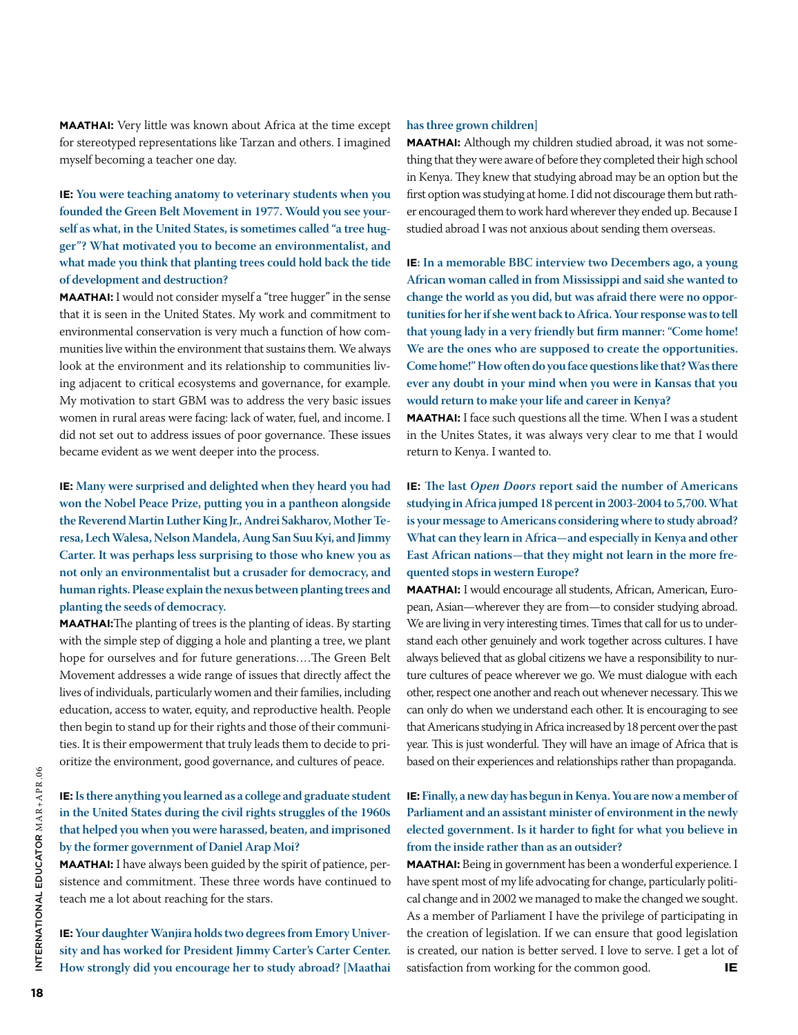**MAATHAI:** Very little was known about Africa at the time except for stereotyped representations like Tarzan and others. I imagined myself becoming a teacher one day.

**IE: You were teaching anatomy to veterinary students when you founded the Green Belt Movement in 1977. Would you see yourself as what, in the United States, is sometimes called "a tree hugger"? What motivated you to become an environmentalist, and what made you think that planting trees could hold back the tide of development and destruction?**

**MAATHAI:** I would not consider myself a "tree hugger" in the sense that it is seen in the United States. My work and commitment to environmental conservation is very much a function of how communities live within the environment that sustains them. We always look at the environment and its relationship to communities living adjacent to critical ecosystems and governance, for example. My motivation to start GBM was to address the very basic issues women in rural areas were facing: lack of water, fuel, and income. I did not set out to address issues of poor governance. These issues became evident as we went deeper into the process.

**IE: Many were surprised and delighted when they heard you had won the Nobel Peace Prize, putting you in a pantheon alongside the Reverend Martin Luther King Jr., Andrei Sakharov, Mother Teresa, Lech Walesa, Nelson Mandela, Aung San Suu Kyi, and Jimmy Carter. It was perhaps less surprising to those who knew you as not only an environmentalist but a crusader for democracy, and human rights. Please explain the nexus between planting trees and planting the seeds of democracy.**

**MAATHAI:** The planting of trees is the planting of ideas. By starting with the simple step of digging a hole and planting a tree, we plant hope for ourselves and for future generations….The Green Belt Movement addresses a wide range of issues that directly affect the lives of individuals, particularly women and their families, including education, access to water, equity, and reproductive health. People then begin to stand up for their rights and those of their communities. It is their empowerment that truly leads them to decide to prioritize the environment, good governance, and cultures of peace.

**IE: Is there anything you learned as a college and graduate student in the United States during the civil rights struggles of the 1960s that helped you when you were harassed, beaten, and imprisoned by the former government of Daniel Arap Moi?**

**MAATHAI:** I have always been guided by the spirit of patience, persistence and commitment. These three words have continued to teach me a lot about reaching for the stars.

**IE: Your daughter Wanjira holds two degrees from Emory University and has worked for President Jimmy Carter's Carter Center. How strongly did you encourage her to study abroad? [Maathai has three grown children]**

**MAATHAI:** Although my children studied abroad, it was not something that they were aware of before they completed their high school in Kenya. They knew that studying abroad may be an option but the first option was studying at home. I did not discourage them but rather encouraged them to work hard wherever they ended up. Because I studied abroad I was not anxious about sending them overseas.

**IE: In a memorable BBC interview two Decembers ago, a young African woman called in from Mississippi and said she wanted to change the world as you did, but was afraid there were no opportunities for her if she went back to Africa. Your response was to tell that young lady in a very friendly but firm manner: "Come home! We are the ones who are supposed to create the opportunities. Come home!" How often do you face questions like that? Was there ever any doubt in your mind when you were in Kansas that you would return to make your life and career in Kenya?**

**MAATHAI:** I face such questions all the time. When I was a student in the Unites States, it was always very clear to me that I would return to Kenya. I wanted to.

**IE: The last *Open Doors* report said the number of Americans studying in Africa jumped 18 percent in 2003-2004 to 5,700. What is your message to Americans considering where to study abroad? What can they learn in Africa—and especially in Kenya and other East African nations—that they might not learn in the more frequented stops in western Europe?**

**MAATHAI:** I would encourage all students, African, American, European, Asian—wherever they are from—to consider studying abroad. We are living in very interesting times. Times that call for us to understand each other genuinely and work together across cultures. I have always believed that as global citizens we have a responsibility to nurture cultures of peace wherever we go. We must dialogue with each other, respect one another and reach out whenever necessary. This we can only do when we understand each other. It is encouraging to see that Americans studying in Africa increased by 18 percent over the past year. This is just wonderful. They will have an image of Africa that is based on their experiences and relationships rather than propaganda.

**IE: Finally, a new day has begun in Kenya. You are now a member of Parliament and an assistant minister of environment in the newly elected government. Is it harder to fight for what you believe in from the inside rather than as an outsider?**

**MAATHAI:** Being in government has been a wonderful experience. I have spent most of my life advocating for change, particularly political change and in 2002 we managed to make the changed we sought. As a member of Parliament I have the privilege of participating in the creation of legislation. If we can ensure that good legislation is created, our nation is better served. I love to serve. I get a lot of satisfaction from working for the common good. **IE**